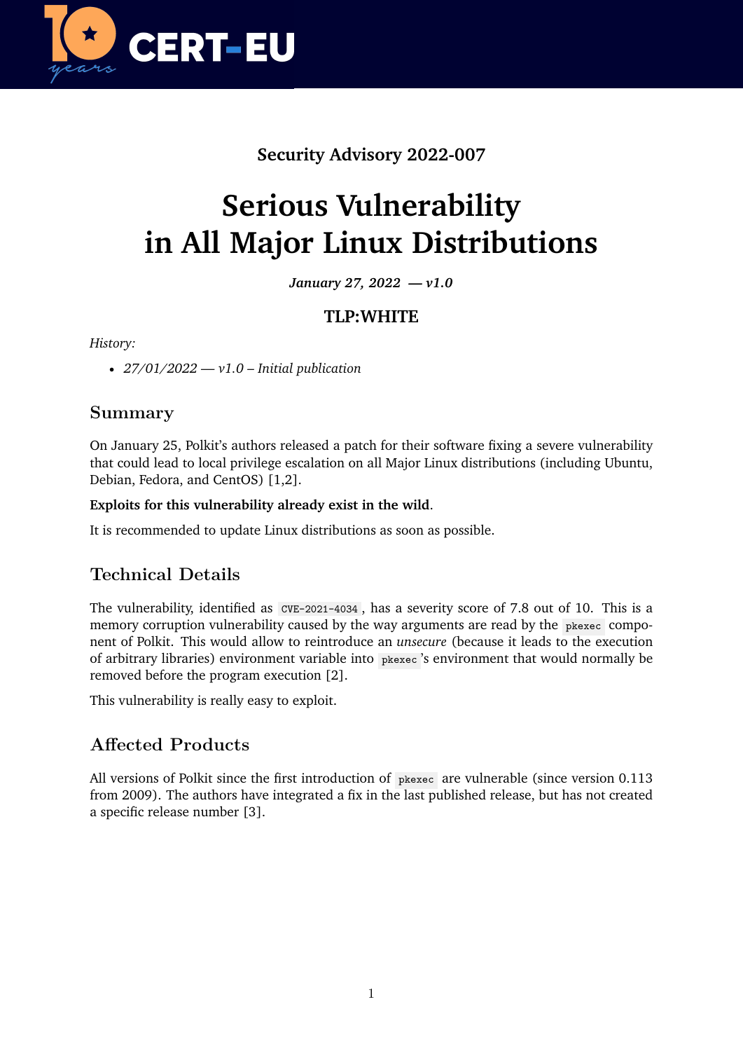Security Advisory 2022-007

# Serious Vulnerability in All Major Linux Distributions

*January 27, 2022 — v1.0*

**TLP:WHITE**

*History:*

- *27/01/2022 — v1.0 – Initial publication*

## Summary

On January 25, Polkit's authors released a patch for their software fixing a severe vulnerability that could lead to local privilege escalation on all Major Linux distributions (including Ubuntu, Debian, Fedora, and CentOS) [1,2].

**Exploits for this vulnerability already exist in the wild**.

It is recommended to update Linux distributions as soon as possible.

## Technical Details

The vulnerability, identified as `CVE-2021-4034`, has a severity score of 7.8 out of 10. This is a memory corruption vulnerability caused by the way arguments are read by the `pkexec` component of Polkit. This would allow to reintroduce an *unsecure* (because it leads to the execution of arbitrary libraries) environment variable into `pkexec`'s environment that would normally be removed before the program execution [2].

This vulnerability is really easy to exploit.

## Affected Products

All versions of Polkit since the first introduction of `pkexec` are vulnerable (since version 0.113 from 2009). The authors have integrated a fix in the last published release, but has not created a specific release number [3].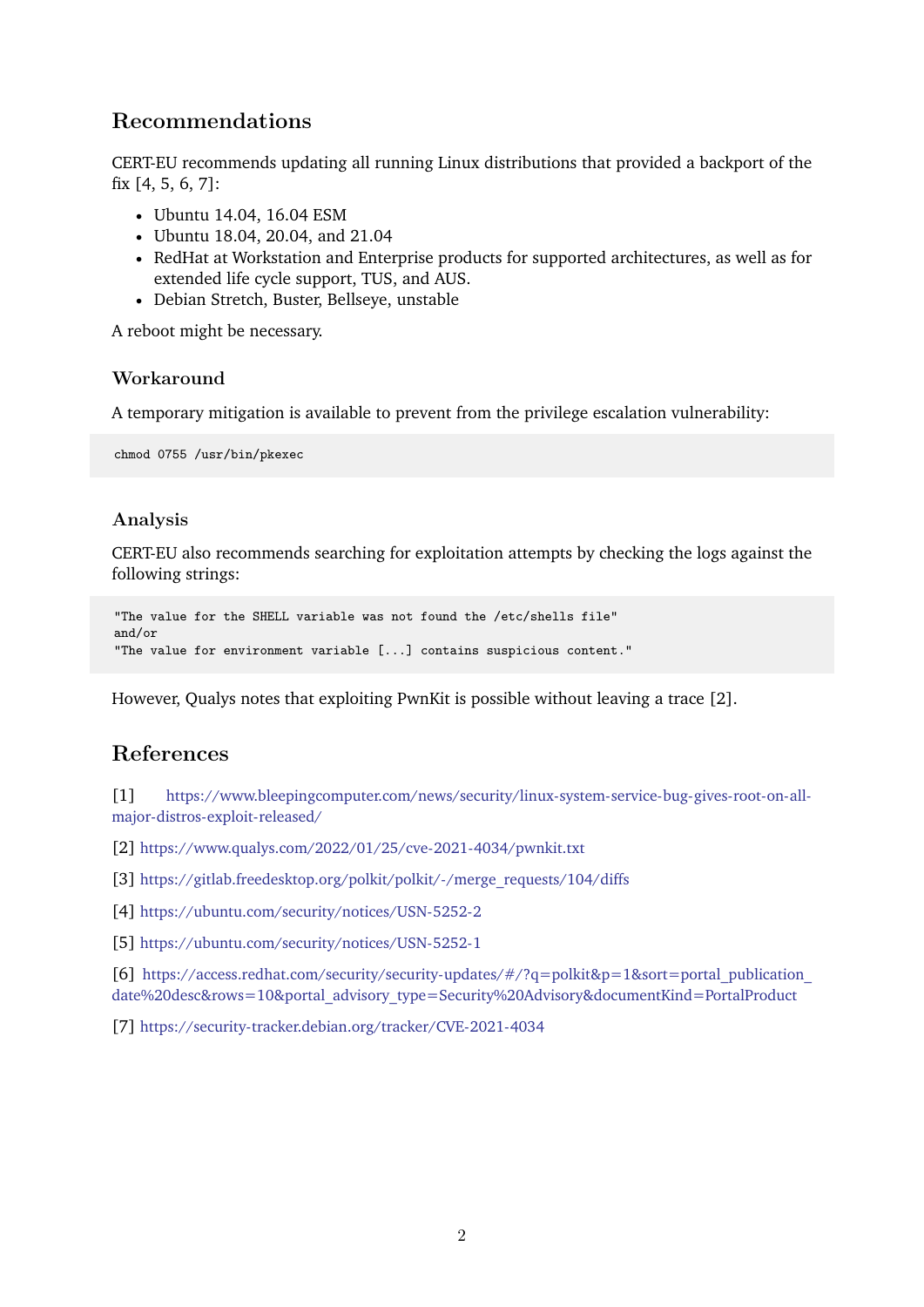## Recommendations

CERT-EU recommends updating all running Linux distributions that provided a backport of the fix [4, 5, 6, 7]:

- Ubuntu 14.04, 16.04 ESM
- Ubuntu 18.04, 20.04, and 21.04
- RedHat at Workstation and Enterprise products for supported architectures, as well as for extended life cycle support, TUS, and AUS.
- Debian Stretch, Buster, Bellseye, unstable

A reboot might be necessary.

### Workaround

A temporary mitigation is available to prevent from the privilege escalation vulnerability:

```
chmod 0755 /usr/bin/pkexec
```

### Analysis

CERT-EU also recommends searching for exploitation attempts by checking the logs against the following strings:

```
"The value for the SHELL variable was not found the /etc/shells file"
and/or
"The value for environment variable [...] contains suspicious content."
```

However, Qualys notes that exploiting PwnKit is possible without leaving a trace [2].

## References

[1] https://www.bleepingcomputer.com/news/security/linux-system-service-bug-gives-root-on-all-major-distros-exploit-released/

[2] https://www.qualys.com/2022/01/25/cve-2021-4034/pwnkit.txt

[3] https://gitlab.freedesktop.org/polkit/polkit/-/merge_requests/104/diffs

[4] https://ubuntu.com/security/notices/USN-5252-2

[5] https://ubuntu.com/security/notices/USN-5252-1

[6] https://access.redhat.com/security/security-updates/#/?q=polkit&p=1&sort=portal_publication_date%20desc&rows=10&portal_advisory_type=Security%20Advisory&documentKind=PortalProduct

[7] https://security-tracker.debian.org/tracker/CVE-2021-4034